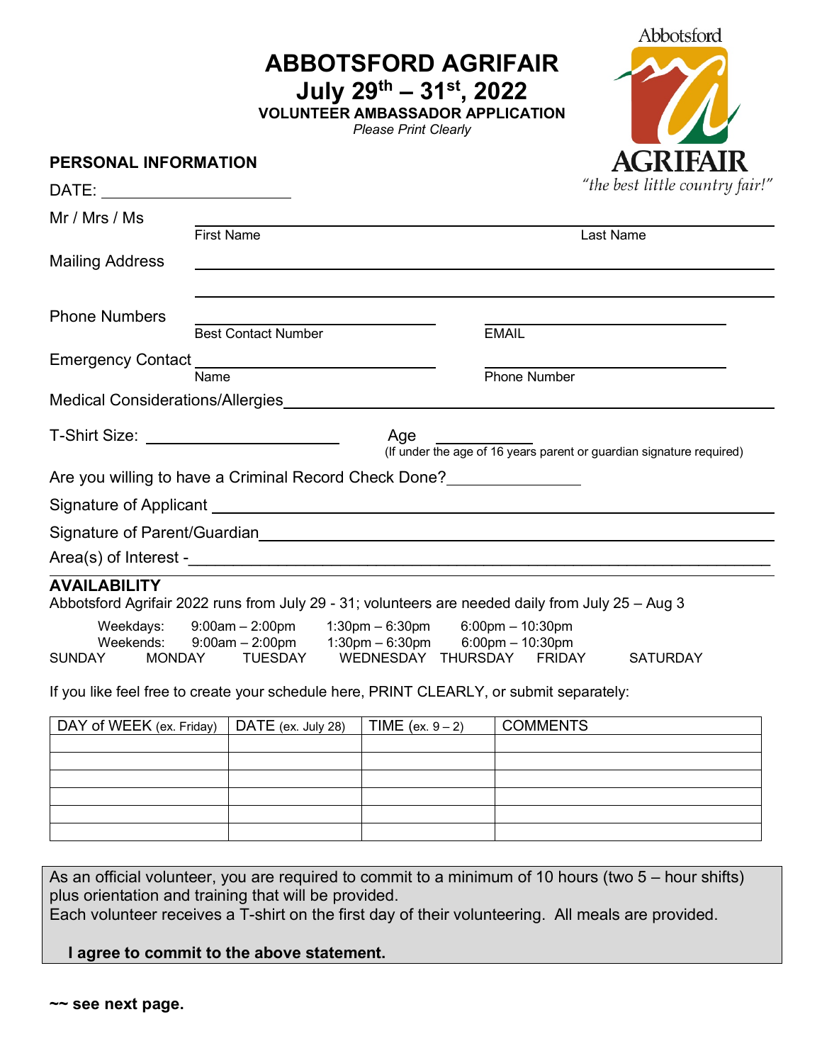# ABBOTSFORD AGRIFAIR

## July 29th – 31st, 2022

**VOLUNTEER AMBASSADOR APPLICATION**

*Please Print Clearly*

Abbotsford AGRIFAIR *"the best little country fair!"*

**PERSONAL INFORMATION**

DATE: ____________________

Mr / Mrs / Ms ______________________________________________
First Name                                                     Last Name

Mailing Address ______________________________________________

______________________________________________

Phone Numbers ______________________    ______________________
Best Contact Number                    EMAIL

Emergency Contact ______________________    ______________________
Name                    Phone Number

Medical Considerations/Allergies______________________________________________

T-Shirt Size: ____________________    Age __________
(If under the age of 16 years parent or guardian signature required)

Are you willing to have a Criminal Record Check Done?______________

Signature of Applicant ______________________________________________

Signature of Parent/Guardian______________________________________________

Area(s) of Interest -______________________________________________

**AVAILABILITY**

Abbotsford Agrifair 2022 runs from July 29 - 31; volunteers are needed daily from July 25 – Aug 3

Weekdays: 9:00am – 2:00pm 1:30pm – 6:30pm 6:00pm – 10:30pm

Weekends: 9:00am – 2:00pm 1:30pm – 6:30pm 6:00pm – 10:30pm

SUNDAY MONDAY TUESDAY WEDNESDAY THURSDAY FRIDAY SATURDAY

If you like feel free to create your schedule here, PRINT CLEARLY, or submit separately:

| DAY of WEEK (ex. Friday) | DATE (ex. July 28) | TIME (ex. 9 – 2) | COMMENTS |
|---|---|---|---|
| | | | |
| | | | |
| | | | |
| | | | |
| | | | |
| | | | |

As an official volunteer, you are required to commit to a minimum of 10 hours (two 5 – hour shifts) plus orientation and training that will be provided.
Each volunteer receives a T-shirt on the first day of their volunteering. All meals are provided.

**I agree to commit to the above statement.**

**~~ see next page.**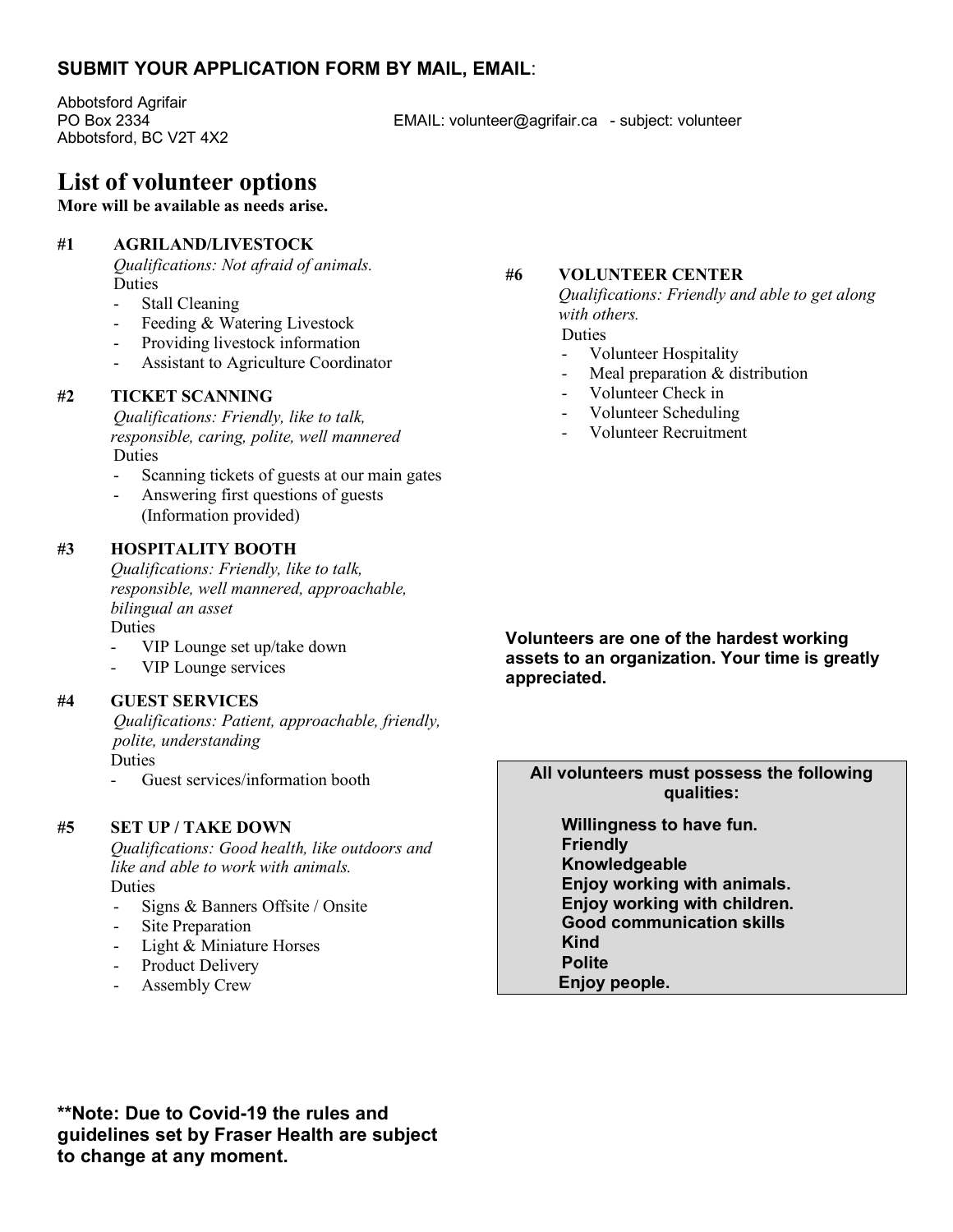**SUBMIT YOUR APPLICATION FORM BY MAIL, EMAIL**:

Abbotsford Agrifair
PO Box 2334
Abbotsford, BC V2T 4X2

EMAIL: volunteer@agrifair.ca - subject: volunteer

# List of volunteer options

**More will be available as needs arise.**

### #1 AGRILAND/LIVESTOCK

*Qualifications: Not afraid of animals.*

Duties

- Stall Cleaning
- Feeding & Watering Livestock
- Providing livestock information
- Assistant to Agriculture Coordinator

### #2 TICKET SCANNING

*Qualifications: Friendly, like to talk, responsible, caring, polite, well mannered*

Duties

- Scanning tickets of guests at our main gates
- Answering first questions of guests (Information provided)

### #3 HOSPITALITY BOOTH

*Qualifications: Friendly, like to talk, responsible, well mannered, approachable, bilingual an asset*

Duties

- VIP Lounge set up/take down
- VIP Lounge services

### #4 GUEST SERVICES

*Qualifications: Patient, approachable, friendly, polite, understanding*

Duties

- Guest services/information booth

### #5 SET UP / TAKE DOWN

*Qualifications: Good health, like outdoors and like and able to work with animals.*

Duties

- Signs & Banners Offsite / Onsite
- Site Preparation
- Light & Miniature Horses
- Product Delivery
- Assembly Crew

### #6 VOLUNTEER CENTER

*Qualifications: Friendly and able to get along with others.*

Duties

- Volunteer Hospitality
- Meal preparation & distribution
- Volunteer Check in
- Volunteer Scheduling
- Volunteer Recruitment

**Volunteers are one of the hardest working assets to an organization. Your time is greatly appreciated.**

**All volunteers must possess the following qualities:**

**Willingness to have fun.**
**Friendly**
**Knowledgeable**
**Enjoy working with animals.**
**Enjoy working with children.**
**Good communication skills**
**Kind**
**Polite**
**Enjoy people.**

**\*\*Note: Due to Covid-19 the rules and guidelines set by Fraser Health are subject to change at any moment.**